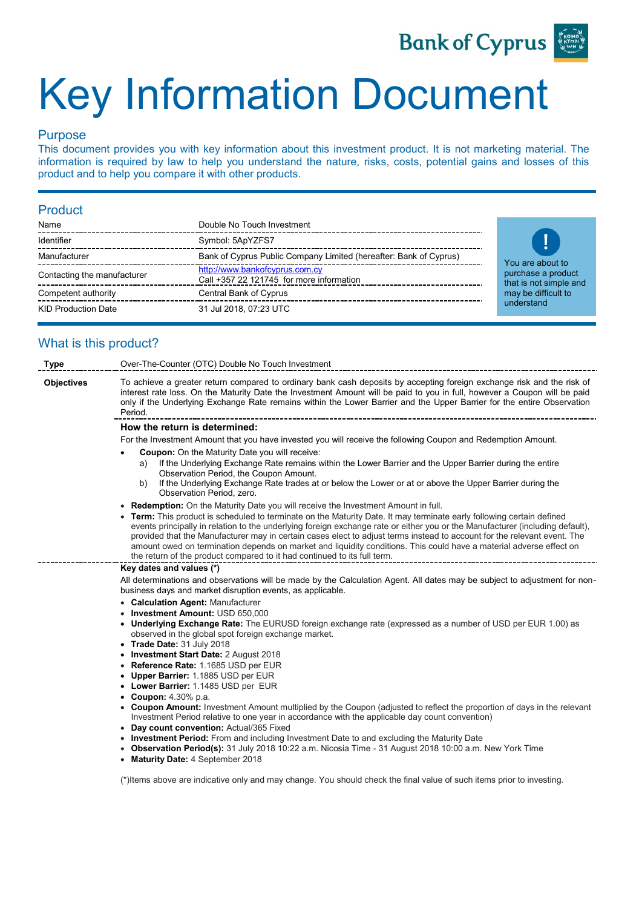# Key Information Document

## Purpose

This document provides you with key information about this investment product. It is not marketing material. The information is required by law to help you understand the nature, risks, costs, potential gains and losses of this product and to help you compare it with other products.

## Product

| | |
|---|---|
| Name | Double No Touch Investment |
| Identifier | Symbol: 5ApYZFS7 |
| Manufacturer | Bank of Cyprus Public Company Limited (hereafter: Bank of Cyprus) |
| Contacting the manufacturer | http://www.bankofcyprus.com.cy<br>Call +357 22 121745 for more information |
| Competent authority | Central Bank of Cyprus |
| KID Production Date | 31 Jul 2018, 07:23 UTC |

**!** You are about to purchase a product that is not simple and may be difficult to understand

## What is this product?

**Type**

Over-The-Counter (OTC) Double No Touch Investment

**Objectives**

To achieve a greater return compared to ordinary bank cash deposits by accepting foreign exchange risk and the risk of interest rate loss. On the Maturity Date the Investment Amount will be paid to you in full, however a Coupon will be paid only if the Underlying Exchange Rate remains within the Lower Barrier and the Upper Barrier for the entire Observation Period.

**How the return is determined:**

For the Investment Amount that you have invested you will receive the following Coupon and Redemption Amount.

- **Coupon:** On the Maturity Date you will receive:
  a) If the Underlying Exchange Rate remains within the Lower Barrier and the Upper Barrier during the entire Observation Period, the Coupon Amount.
  b) If the Underlying Exchange Rate trades at or below the Lower or at or above the Upper Barrier during the Observation Period, zero.
- **Redemption:** On the Maturity Date you will receive the Investment Amount in full.
- **Term:** This product is scheduled to terminate on the Maturity Date. It may terminate early following certain defined events principally in relation to the underlying foreign exchange rate or either you or the Manufacturer (including default), provided that the Manufacturer may in certain cases elect to adjust terms instead to account for the relevant event. The amount owed on termination depends on market and liquidity conditions. This could have a material adverse effect on the return of the product compared to it had continued to its full term.

**Key dates and values (\*)**

All determinations and observations will be made by the Calculation Agent. All dates may be subject to adjustment for non-business days and market disruption events, as applicable.

- **Calculation Agent:** Manufacturer
- **Investment Amount:** USD 650,000
- **Underlying Exchange Rate:** The EURUSD foreign exchange rate (expressed as a number of USD per EUR 1.00) as observed in the global spot foreign exchange market.
- **Trade Date:** 31 July 2018
- **Investment Start Date:** 2 August 2018
- **Reference Rate:** 1.1685 USD per EUR
- **Upper Barrier:** 1.1885 USD per EUR
- **Lower Barrier:** 1.1485 USD per EUR
- **Coupon:** 4.30% p.a.
- **Coupon Amount:** Investment Amount multiplied by the Coupon (adjusted to reflect the proportion of days in the relevant Investment Period relative to one year in accordance with the applicable day count convention)
- **Day count convention:** Actual/365 Fixed
- **Investment Period:** From and including Investment Date to and excluding the Maturity Date
- **Observation Period(s):** 31 July 2018 10:22 a.m. Nicosia Time - 31 August 2018 10:00 a.m. New York Time
- **Maturity Date:** 4 September 2018

(\*)Items above are indicative only and may change. You should check the final value of such items prior to investing.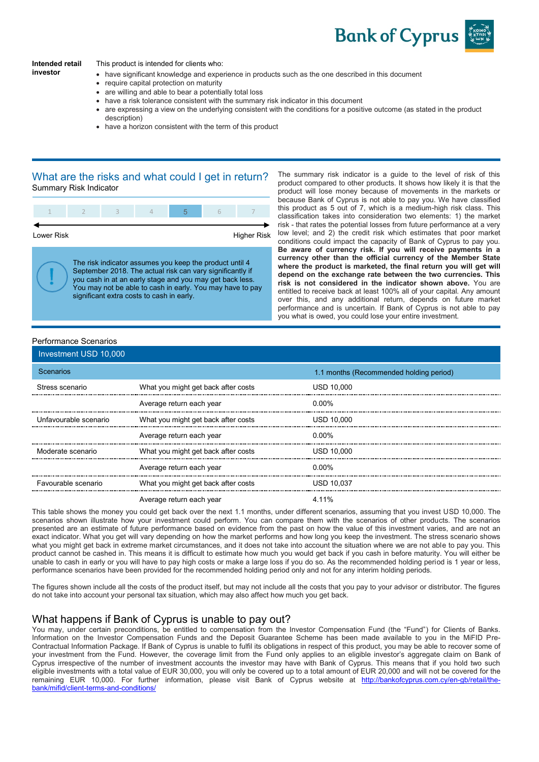| **Intended retail investor** | This product is intended for clients who: |
|---|---|

- have significant knowledge and experience in products such as the one described in this document
- require capital protection on maturity
- are willing and able to bear a potentially total loss
- have a risk tolerance consistent with the summary risk indicator in this document
- are expressing a view on the underlying consistent with the conditions for a positive outcome (as stated in the product description)
- have a horizon consistent with the term of this product

## What are the risks and what could I get in return?

Summary Risk Indicator

| 1 | 2 | 3 | 4 | **5** | 6 | 7 |
|---|---|---|---|---|---|---|

Lower Risk — Higher Risk

The risk indicator assumes you keep the product until 4 September 2018. The actual risk can vary significantly if you cash in at an early stage and you may get back less. You may not be able to cash in early. You may have to pay significant extra costs to cash in early.

The summary risk indicator is a guide to the level of risk of this product compared to other products. It shows how likely it is that the product will lose money because of movements in the markets or because Bank of Cyprus is not able to pay you. We have classified this product as 5 out of 7, which is a medium-high risk class. This classification takes into consideration two elements: 1) the market risk - that rates the potential losses from future performance at a very low level; and 2) the credit risk which estimates that poor market conditions could impact the capacity of Bank of Cyprus to pay you. **Be aware of currency risk. If you will receive payments in a currency other than the official currency of the Member State where the product is marketed, the final return you will get will depend on the exchange rate between the two currencies. This risk is not considered in the indicator shown above.** You are entitled to receive back at least 100% all of your capital. Any amount over this, and any additional return, depends on future market performance and is uncertain. If Bank of Cyprus is not able to pay you what is owed, you could lose your entire investment.

Performance Scenarios

| Investment USD 10,000 | | |
|---|---|---|
| Scenarios | | 1.1 months (Recommended holding period) |
| Stress scenario | What you might get back after costs | USD 10,000 |
| | Average return each year | 0.00% |
| Unfavourable scenario | What you might get back after costs | USD 10,000 |
| | Average return each year | 0.00% |
| Moderate scenario | What you might get back after costs | USD 10,000 |
| | Average return each year | 0.00% |
| Favourable scenario | What you might get back after costs | USD 10,037 |
| | Average return each year | 4.11% |

This table shows the money you could get back over the next 1.1 months, under different scenarios, assuming that you invest USD 10,000. The scenarios shown illustrate how your investment could perform. You can compare them with the scenarios of other products. The scenarios presented are an estimate of future performance based on evidence from the past on how the value of this investment varies, and are not an exact indicator. What you get will vary depending on how the market performs and how long you keep the investment. The stress scenario shows what you might get back in extreme market circumstances, and it does not take into account the situation where we are not able to pay you. This product cannot be cashed in. This means it is difficult to estimate how much you would get back if you cash in before maturity. You will either be unable to cash in early or you will have to pay high costs or make a large loss if you do so. As the recommended holding period is 1 year or less, performance scenarios have been provided for the recommended holding period only and not for any interim holding periods.

The figures shown include all the costs of the product itself, but may not include all the costs that you pay to your advisor or distributor. The figures do not take into account your personal tax situation, which may also affect how much you get back.

## What happens if Bank of Cyprus is unable to pay out?

You may, under certain preconditions, be entitled to compensation from the Investor Compensation Fund (the "Fund") for Clients of Banks. Information on the Investor Compensation Funds and the Deposit Guarantee Scheme has been made available to you in the MiFID Pre-Contractual Information Package. If Bank of Cyprus is unable to fulfil its obligations in respect of this product, you may be able to recover some of your investment from the Fund. However, the coverage limit from the Fund only applies to an eligible investor's aggregate claim on Bank of Cyprus irrespective of the number of investment accounts the investor may have with Bank of Cyprus. This means that if you hold two such eligible investments with a total value of EUR 30,000, you will only be covered up to a total amount of EUR 20,000 and will not be covered for the remaining EUR 10,000. For further information, please visit Bank of Cyprus website at [http://bankofcyprus.com.cy/en-gb/retail/the-bank/mifid/client-terms-and-conditions/](http://bankofcyprus.com.cy/en-gb/retail/the-bank/mifid/client-terms-and-conditions/)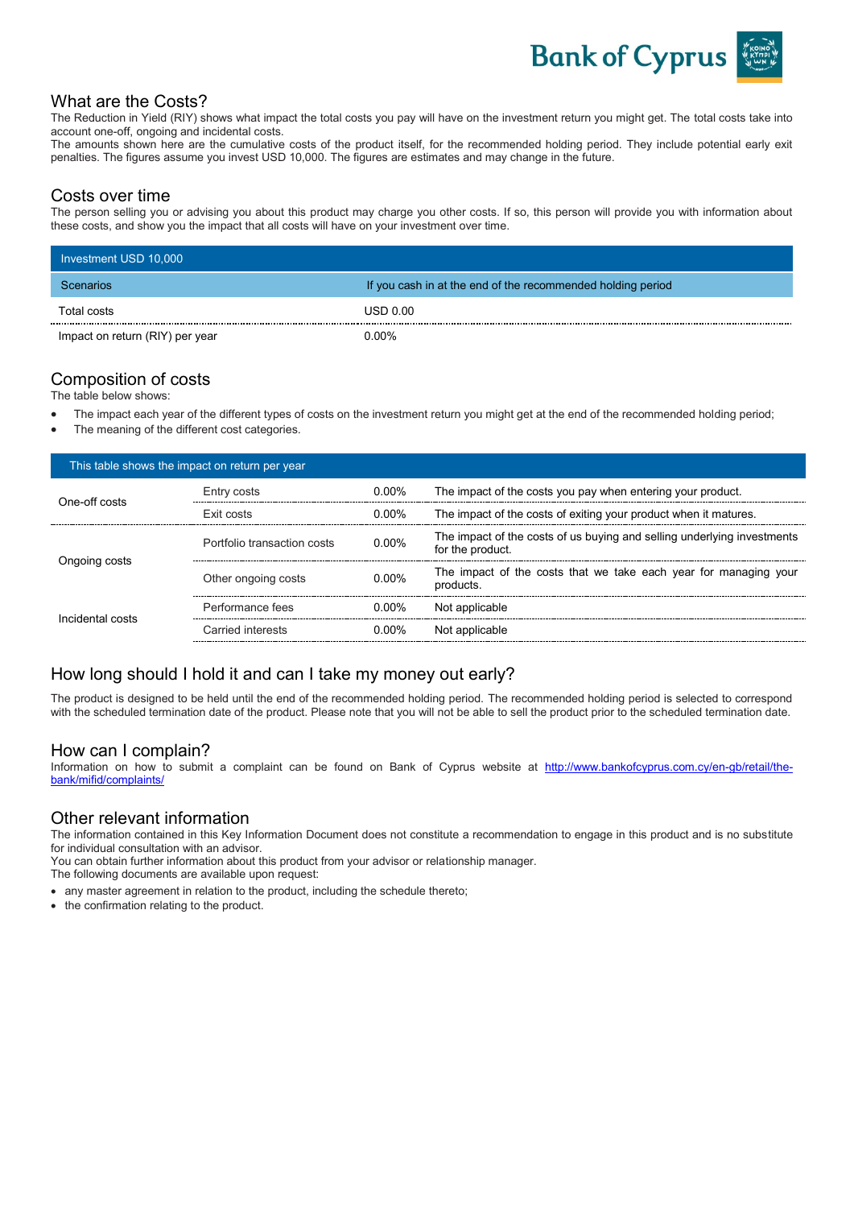## What are the Costs?

The Reduction in Yield (RIY) shows what impact the total costs you pay will have on the investment return you might get. The total costs take into account one-off, ongoing and incidental costs.

The amounts shown here are the cumulative costs of the product itself, for the recommended holding period. They include potential early exit penalties. The figures assume you invest USD 10,000. The figures are estimates and may change in the future.

## Costs over time

The person selling you or advising you about this product may charge you other costs. If so, this person will provide you with information about these costs, and show you the impact that all costs will have on your investment over time.

| Investment USD 10,000 | |
|---|---|
| Scenarios | If you cash in at the end of the recommended holding period |
| Total costs | USD 0.00 |
| Impact on return (RIY) per year | 0.00% |

## Composition of costs

The table below shows:

- The impact each year of the different types of costs on the investment return you might get at the end of the recommended holding period;
- The meaning of the different cost categories.

| This table shows the impact on return per year | | | |
|---|---|---|---|
| One-off costs | Entry costs | 0.00% | The impact of the costs you pay when entering your product. |
| | Exit costs | 0.00% | The impact of the costs of exiting your product when it matures. |
| Ongoing costs | Portfolio transaction costs | 0.00% | The impact of the costs of us buying and selling underlying investments for the product. |
| | Other ongoing costs | 0.00% | The impact of the costs that we take each year for managing your products. |
| Incidental costs | Performance fees | 0.00% | Not applicable |
| | Carried interests | 0.00% | Not applicable |

## How long should I hold it and can I take my money out early?

The product is designed to be held until the end of the recommended holding period. The recommended holding period is selected to correspond with the scheduled termination date of the product. Please note that you will not be able to sell the product prior to the scheduled termination date.

## How can I complain?

Information on how to submit a complaint can be found on Bank of Cyprus website at http://www.bankofcyprus.com.cy/en-gb/retail/the-bank/mifid/complaints/

## Other relevant information

The information contained in this Key Information Document does not constitute a recommendation to engage in this product and is no substitute for individual consultation with an advisor.

You can obtain further information about this product from your advisor or relationship manager.

The following documents are available upon request:

- any master agreement in relation to the product, including the schedule thereto;
- the confirmation relating to the product.